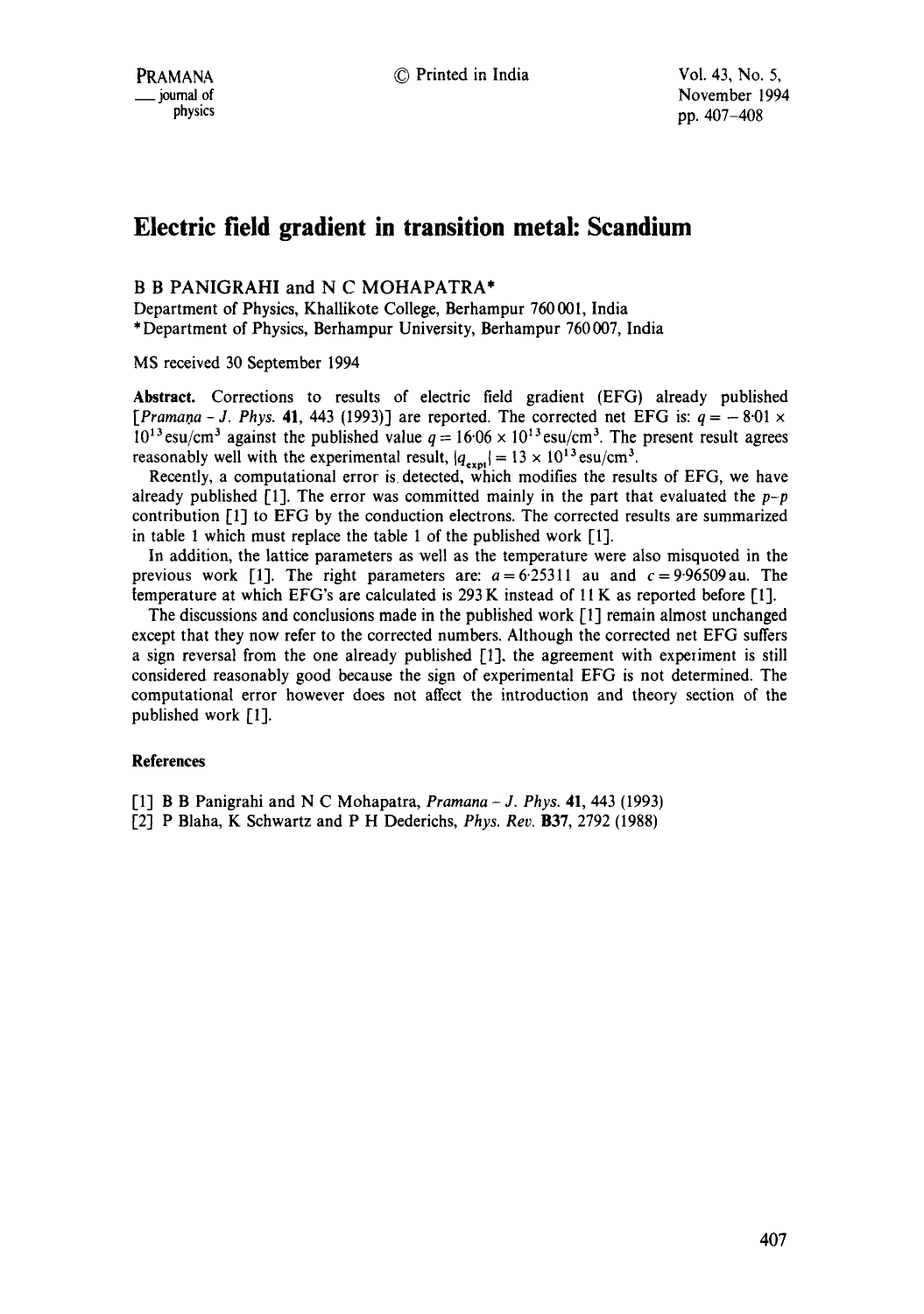# Electric field gradient in transition metal: Scandium

B B PANIGRAHI and N C MOHAPATRA*

Department of Physics, Khallikote College, Berhampur 760 001, India
*Department of Physics, Berhampur University, Berhampur 760 007, India

MS received 30 September 1994

**Abstract.** Corrections to results of electric field gradient (EFG) already published [*Pramana - J. Phys.* **41**, 443 (1993)] are reported. The corrected net EFG is: $q = -8{\cdot}01 \times 10^{13}\,\text{esu/cm}^3$ against the published value $q = 16{\cdot}06 \times 10^{13}\,\text{esu/cm}^3$. The present result agrees reasonably well with the experimental result, $|q_{\text{expt}}| = 13 \times 10^{13}\,\text{esu/cm}^3$.

Recently, a computational error is detected, which modifies the results of EFG, we have already published [1]. The error was committed mainly in the part that evaluated the $p$–$p$ contribution [1] to EFG by the conduction electrons. The corrected results are summarized in table 1 which must replace the table 1 of the published work [1].

In addition, the lattice parameters as well as the temperature were also misquoted in the previous work [1]. The right parameters are: $a = 6{\cdot}25311$ au and $c = 9{\cdot}96509$ au. The temperature at which EFG's are calculated is 293 K instead of 11 K as reported before [1].

The discussions and conclusions made in the published work [1] remain almost unchanged except that they now refer to the corrected numbers. Although the corrected net EFG suffers a sign reversal from the one already published [1], the agreement with experiment is still considered reasonably good because the sign of experimental EFG is not determined. The computational error however does not affect the introduction and theory section of the published work [1].

## References

[1] B B Panigrahi and N C Mohapatra, *Pramana - J. Phys.* **41**, 443 (1993)

[2] P Blaha, K Schwartz and P H Dederichs, *Phys. Rev.* **B37**, 2792 (1988)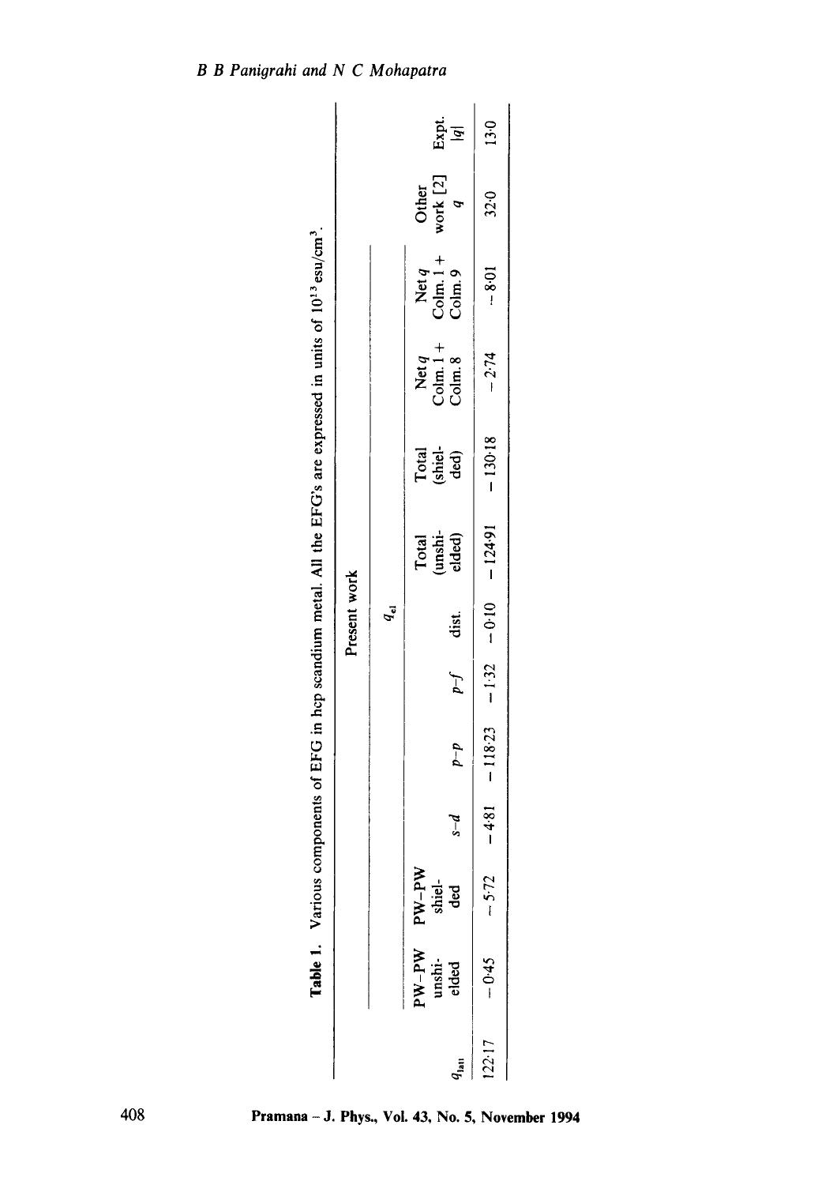**Table 1.** Various components of EFG in hcp scandium metal. All the EFG's are expressed in units of $10^{13}$ esu/cm$^3$.

| | | | Present work | | | | | | | | | |
|---|---|---|---|---|---|---|---|---|---|---|---|---|
| | | | $q_{el}$ | | | | | | | | | |
| $q_{latt}$ | PW–PW unshielded | PW–PW shielded | $s$–$d$ | $p$–$p$ | $p$–$f$ | dist. | Total (unshielded) | Total (shielded) | Net $q$ Colm. 1 + Colm. 8 | Net $q$ Colm. 1 + Colm. 9 | Other work [2] $q$ | Expt. $\lvert q \rvert$ |
| 122·17 | −0·45 | −5·72 | −4·81 | −118·23 | −1·32 | −0·10 | −124·91 | −130·18 | −2·74 | −8·01 | 32·0 | 13·0 |